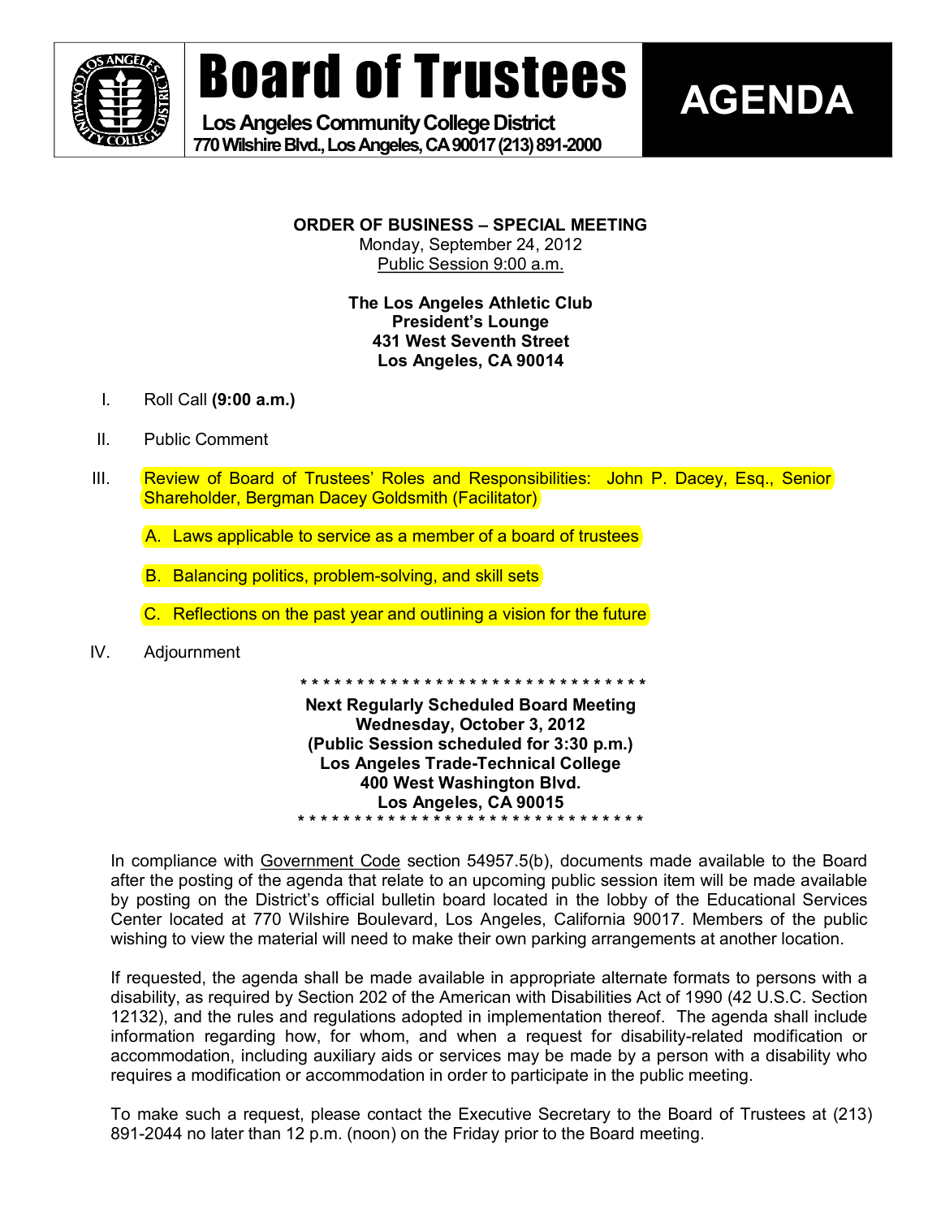# Board of Trustees

**Los Angeles Community College District**
**770 Wilshire Blvd., Los Angeles, CA 90017 (213) 891-2000**

# AGENDA

**ORDER OF BUSINESS – SPECIAL MEETING**
Monday, September 24, 2012
Public Session 9:00 a.m.

**The Los Angeles Athletic Club**
**President's Lounge**
**431 West Seventh Street**
**Los Angeles, CA 90014**

I. Roll Call **(9:00 a.m.)**

II. Public Comment

III. Review of Board of Trustees' Roles and Responsibilities: John P. Dacey, Esq., Senior Shareholder, Bergman Dacey Goldsmith (Facilitator)

A. Laws applicable to service as a member of a board of trustees

B. Balancing politics, problem-solving, and skill sets

C. Reflections on the past year and outlining a vision for the future

IV. Adjournment

* * * * * * * * * * * * * * * * * * * * * * * * * * * * * * * * *

**Next Regularly Scheduled Board Meeting**
**Wednesday, October 3, 2012**
**(Public Session scheduled for 3:30 p.m.)**
**Los Angeles Trade-Technical College**
**400 West Washington Blvd.**
**Los Angeles, CA 90015**

* * * * * * * * * * * * * * * * * * * * * * * * * * * * * * * * *

In compliance with Government Code section 54957.5(b), documents made available to the Board after the posting of the agenda that relate to an upcoming public session item will be made available by posting on the District's official bulletin board located in the lobby of the Educational Services Center located at 770 Wilshire Boulevard, Los Angeles, California 90017. Members of the public wishing to view the material will need to make their own parking arrangements at another location.

If requested, the agenda shall be made available in appropriate alternate formats to persons with a disability, as required by Section 202 of the American with Disabilities Act of 1990 (42 U.S.C. Section 12132), and the rules and regulations adopted in implementation thereof. The agenda shall include information regarding how, for whom, and when a request for disability-related modification or accommodation, including auxiliary aids or services may be made by a person with a disability who requires a modification or accommodation in order to participate in the public meeting.

To make such a request, please contact the Executive Secretary to the Board of Trustees at (213) 891-2044 no later than 12 p.m. (noon) on the Friday prior to the Board meeting.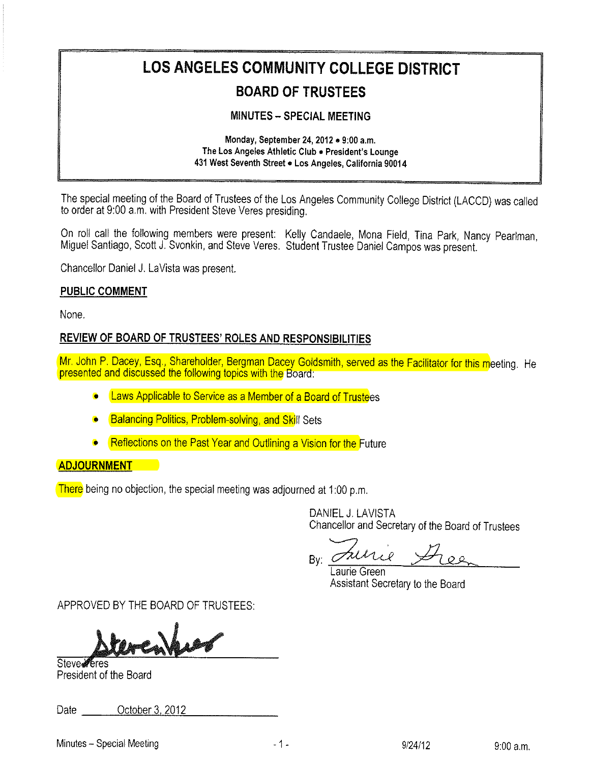# LOS ANGELES COMMUNITY COLLEGE DISTRICT

## BOARD OF TRUSTEES

### MINUTES – SPECIAL MEETING

**Monday, September 24, 2012 • 9:00 a.m.**
**The Los Angeles Athletic Club • President's Lounge**
**431 West Seventh Street • Los Angeles, California 90014**

The special meeting of the Board of Trustees of the Los Angeles Community College District (LACCD) was called to order at 9:00 a.m. with President Steve Veres presiding.

On roll call the following members were present: Kelly Candaele, Mona Field, Tina Park, Nancy Pearlman, Miguel Santiago, Scott J. Svonkin, and Steve Veres. Student Trustee Daniel Campos was present.

Chancellor Daniel J. LaVista was present.

**PUBLIC COMMENT**

None.

**REVIEW OF BOARD OF TRUSTEES' ROLES AND RESPONSIBILITIES**

Mr. John P. Dacey, Esq., Shareholder, Bergman Dacey Goldsmith, served as the Facilitator for this meeting. He presented and discussed the following topics with the Board:

- Laws Applicable to Service as a Member of a Board of Trustees
- Balancing Politics, Problem-solving, and Skill Sets
- Reflections on the Past Year and Outlining a Vision for the Future

**ADJOURNMENT**

There being no objection, the special meeting was adjourned at 1:00 p.m.

DANIEL J. LAVISTA
Chancellor and Secretary of the Board of Trustees

By: Laurie Green
Laurie Green
Assistant Secretary to the Board

APPROVED BY THE BOARD OF TRUSTEES:

Steve Veres
President of the Board

Date October 3, 2012